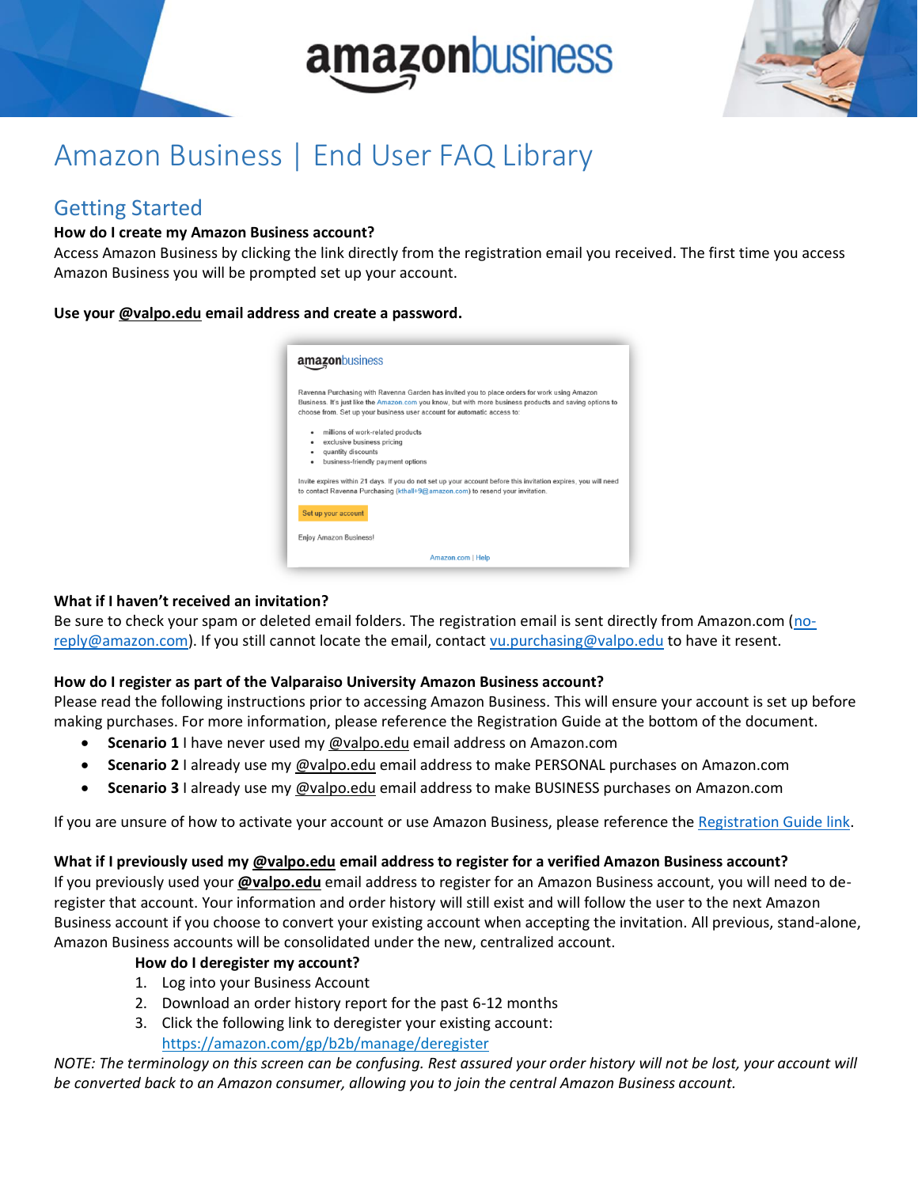# Amazon Business | End User FAQ Library

## Getting Started

**How do I create my Amazon Business account?**

Access Amazon Business by clicking the link directly from the registration email you received. The first time you access Amazon Business you will be prompted set up your account.

**Use your @valpo.edu email address and create a password.**

**What if I haven't received an invitation?**

Be sure to check your spam or deleted email folders. The registration email is sent directly from Amazon.com (no-reply@amazon.com). If you still cannot locate the email, contact vu.purchasing@valpo.edu to have it resent.

**How do I register as part of the Valparaiso University Amazon Business account?**

Please read the following instructions prior to accessing Amazon Business. This will ensure your account is set up before making purchases. For more information, please reference the Registration Guide at the bottom of the document.

- **Scenario 1** I have never used my @valpo.edu email address on Amazon.com
- **Scenario 2** I already use my @valpo.edu email address to make PERSONAL purchases on Amazon.com
- **Scenario 3** I already use my @valpo.edu email address to make BUSINESS purchases on Amazon.com

If you are unsure of how to activate your account or use Amazon Business, please reference the Registration Guide link.

**What if I previously used my @valpo.edu email address to register for a verified Amazon Business account?**

If you previously used your **@valpo.edu** email address to register for an Amazon Business account, you will need to de-register that account. Your information and order history will still exist and will follow the user to the next Amazon Business account if you choose to convert your existing account when accepting the invitation. All previous, stand-alone, Amazon Business accounts will be consolidated under the new, centralized account.

**How do I deregister my account?**

1. Log into your Business Account
2. Download an order history report for the past 6-12 months
3. Click the following link to deregister your existing account: https://amazon.com/gp/b2b/manage/deregister

*NOTE: The terminology on this screen can be confusing. Rest assured your order history will not be lost, your account will be converted back to an Amazon consumer, allowing you to join the central Amazon Business account.*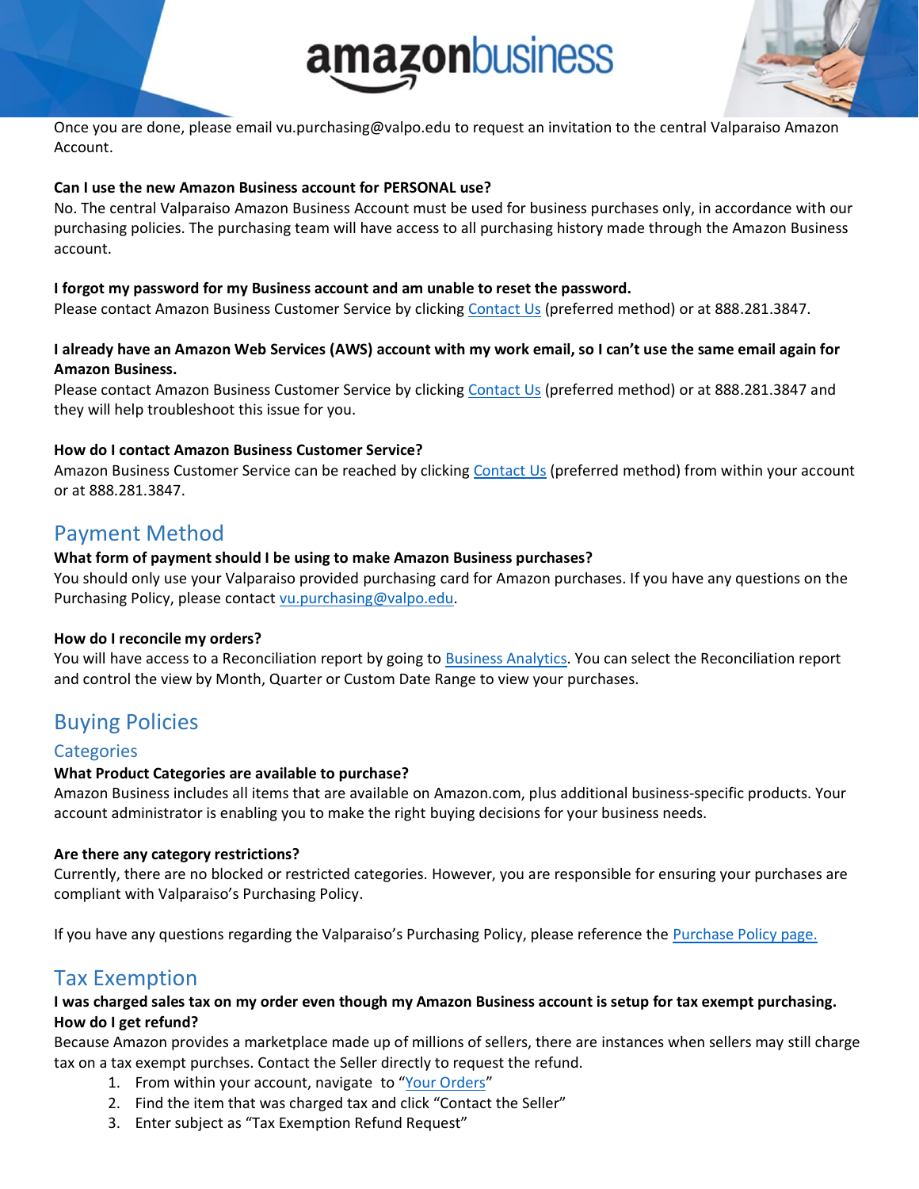Once you are done, please email vu.purchasing@valpo.edu to request an invitation to the central Valparaiso Amazon Account.

**Can I use the new Amazon Business account for PERSONAL use?**
No. The central Valparaiso Amazon Business Account must be used for business purchases only, in accordance with our purchasing policies. The purchasing team will have access to all purchasing history made through the Amazon Business account.

**I forgot my password for my Business account and am unable to reset the password.**
Please contact Amazon Business Customer Service by clicking Contact Us (preferred method) or at 888.281.3847.

**I already have an Amazon Web Services (AWS) account with my work email, so I can't use the same email again for Amazon Business.**
Please contact Amazon Business Customer Service by clicking Contact Us (preferred method) or at 888.281.3847 and they will help troubleshoot this issue for you.

**How do I contact Amazon Business Customer Service?**
Amazon Business Customer Service can be reached by clicking Contact Us (preferred method) from within your account or at 888.281.3847.

## Payment Method

**What form of payment should I be using to make Amazon Business purchases?**
You should only use your Valparaiso provided purchasing card for Amazon purchases. If you have any questions on the Purchasing Policy, please contact vu.purchasing@valpo.edu.

**How do I reconcile my orders?**
You will have access to a Reconciliation report by going to Business Analytics. You can select the Reconciliation report and control the view by Month, Quarter or Custom Date Range to view your purchases.

## Buying Policies

### Categories

**What Product Categories are available to purchase?**
Amazon Business includes all items that are available on Amazon.com, plus additional business-specific products. Your account administrator is enabling you to make the right buying decisions for your business needs.

**Are there any category restrictions?**
Currently, there are no blocked or restricted categories. However, you are responsible for ensuring your purchases are compliant with Valparaiso's Purchasing Policy.

If you have any questions regarding the Valparaiso's Purchasing Policy, please reference the Purchase Policy page.

## Tax Exemption

**I was charged sales tax on my order even though my Amazon Business account is setup for tax exempt purchasing. How do I get refund?**
Because Amazon provides a marketplace made up of millions of sellers, there are instances when sellers may still charge tax on a tax exempt purchses. Contact the Seller directly to request the refund.

1. From within your account, navigate to "Your Orders"
2. Find the item that was charged tax and click "Contact the Seller"
3. Enter subject as "Tax Exemption Refund Request"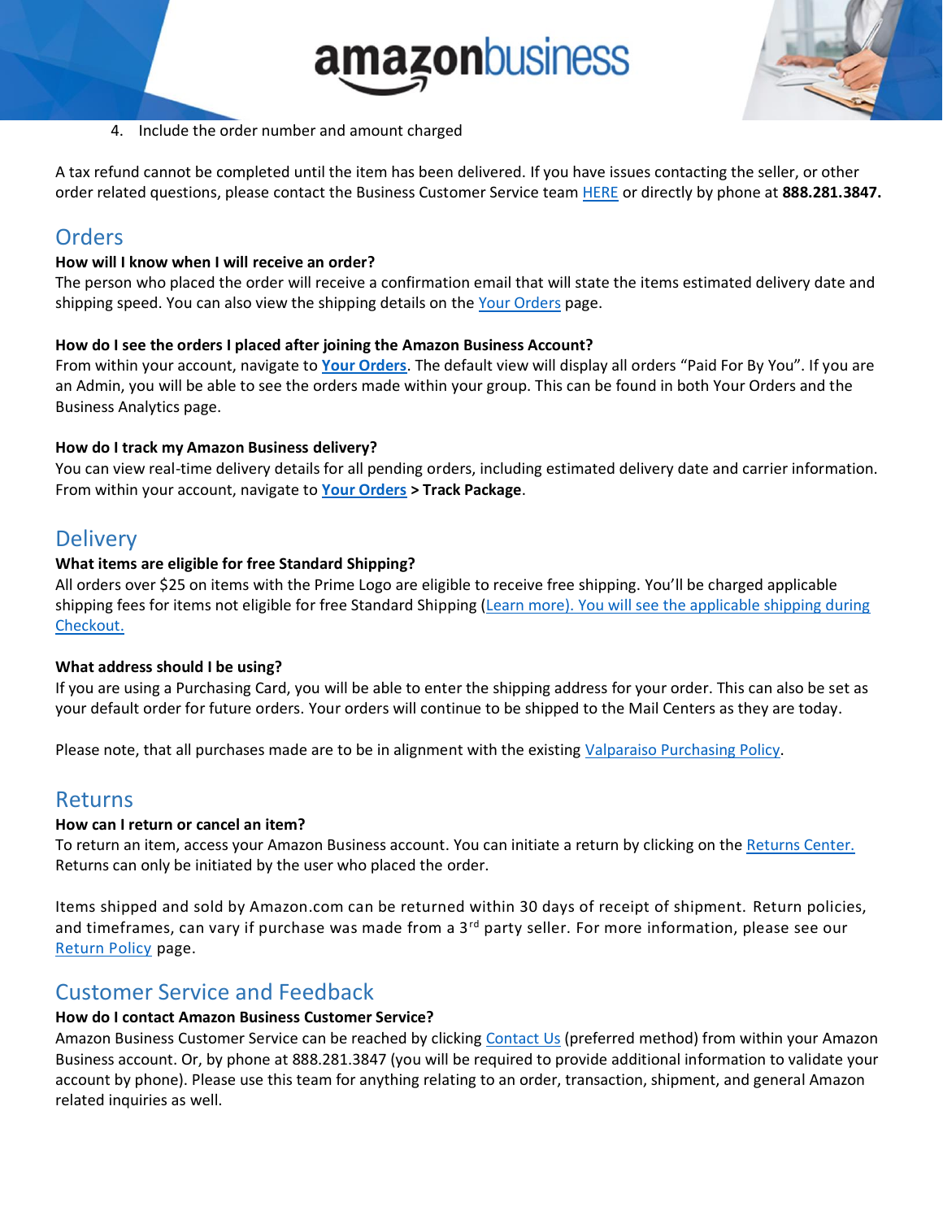4. Include the order number and amount charged

A tax refund cannot be completed until the item has been delivered. If you have issues contacting the seller, or other order related questions, please contact the Business Customer Service team HERE or directly by phone at **888.281.3847.**

## Orders

**How will I know when I will receive an order?**
The person who placed the order will receive a confirmation email that will state the items estimated delivery date and shipping speed. You can also view the shipping details on the Your Orders page.

**How do I see the orders I placed after joining the Amazon Business Account?**
From within your account, navigate to **Your Orders**. The default view will display all orders "Paid For By You". If you are an Admin, you will be able to see the orders made within your group. This can be found in both Your Orders and the Business Analytics page.

**How do I track my Amazon Business delivery?**
You can view real-time delivery details for all pending orders, including estimated delivery date and carrier information. From within your account, navigate to **Your Orders > Track Package**.

## Delivery

**What items are eligible for free Standard Shipping?**
All orders over $25 on items with the Prime Logo are eligible to receive free shipping. You'll be charged applicable shipping fees for items not eligible for free Standard Shipping (Learn more). You will see the applicable shipping during Checkout.

**What address should I be using?**
If you are using a Purchasing Card, you will be able to enter the shipping address for your order. This can also be set as your default order for future orders. Your orders will continue to be shipped to the Mail Centers as they are today.

Please note, that all purchases made are to be in alignment with the existing Valparaiso Purchasing Policy.

## Returns

**How can I return or cancel an item?**
To return an item, access your Amazon Business account. You can initiate a return by clicking on the Returns Center. Returns can only be initiated by the user who placed the order.

Items shipped and sold by Amazon.com can be returned within 30 days of receipt of shipment. Return policies, and timeframes, can vary if purchase was made from a 3rd party seller. For more information, please see our Return Policy page.

## Customer Service and Feedback

**How do I contact Amazon Business Customer Service?**
Amazon Business Customer Service can be reached by clicking Contact Us (preferred method) from within your Amazon Business account. Or, by phone at 888.281.3847 (you will be required to provide additional information to validate your account by phone). Please use this team for anything relating to an order, transaction, shipment, and general Amazon related inquiries as well.